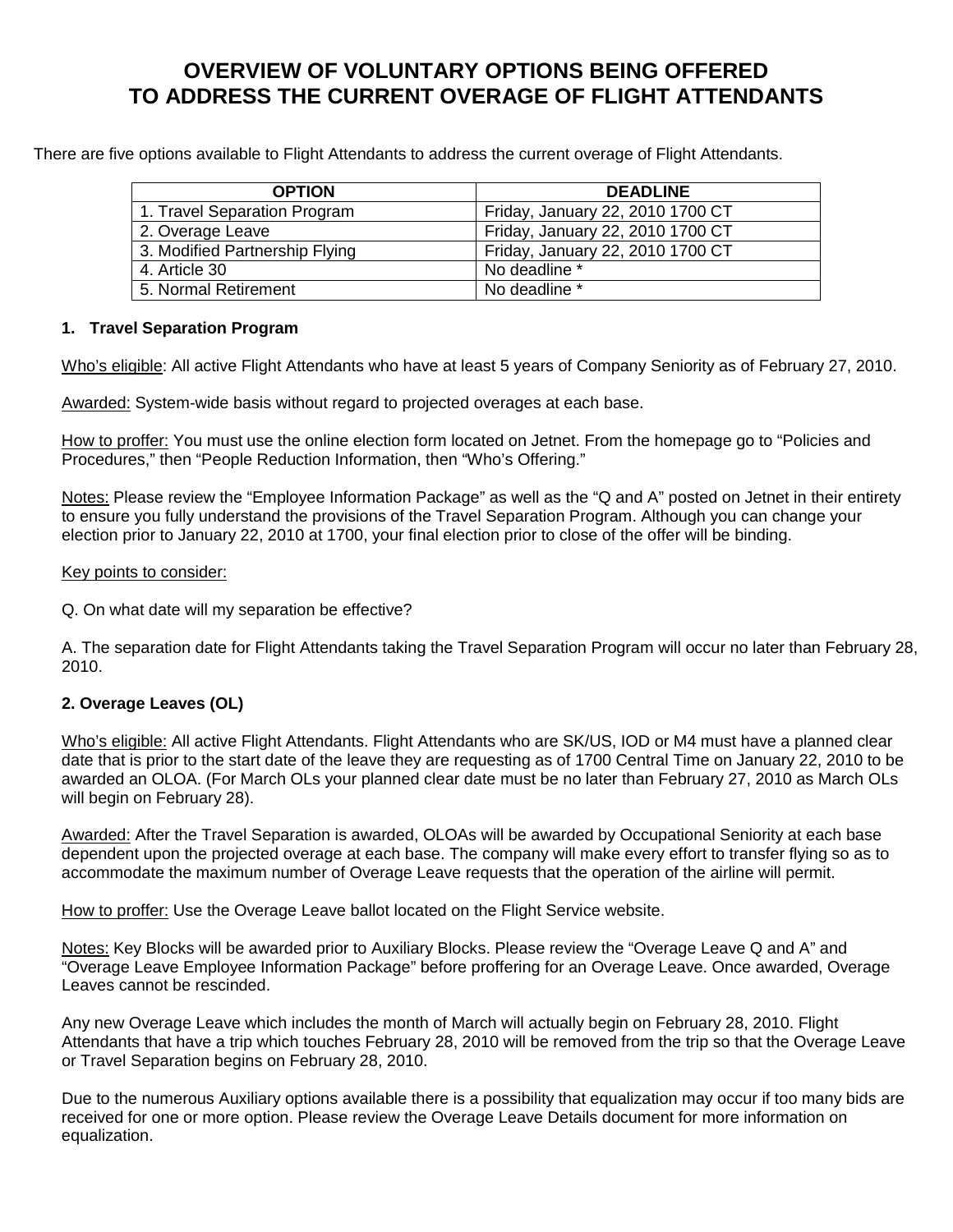# OVERVIEW OF VOLUNTARY OPTIONS BEING OFFERED TO ADDRESS THE CURRENT OVERAGE OF FLIGHT ATTENDANTS

There are five options available to Flight Attendants to address the current overage of Flight Attendants.

| OPTION | DEADLINE |
|---|---|
| 1. Travel Separation Program | Friday, January 22, 2010 1700 CT |
| 2. Overage Leave | Friday, January 22, 2010 1700 CT |
| 3. Modified Partnership Flying | Friday, January 22, 2010 1700 CT |
| 4. Article 30 | No deadline * |
| 5. Normal Retirement | No deadline * |

### 1. Travel Separation Program

Who's eligible: All active Flight Attendants who have at least 5 years of Company Seniority as of February 27, 2010.

Awarded: System-wide basis without regard to projected overages at each base.

How to proffer: You must use the online election form located on Jetnet. From the homepage go to "Policies and Procedures," then "People Reduction Information, then "Who's Offering."

Notes: Please review the "Employee Information Package" as well as the "Q and A" posted on Jetnet in their entirety to ensure you fully understand the provisions of the Travel Separation Program. Although you can change your election prior to January 22, 2010 at 1700, your final election prior to close of the offer will be binding.

Key points to consider:

Q. On what date will my separation be effective?

A. The separation date for Flight Attendants taking the Travel Separation Program will occur no later than February 28, 2010.

### 2. Overage Leaves (OL)

Who's eligible: All active Flight Attendants. Flight Attendants who are SK/US, IOD or M4 must have a planned clear date that is prior to the start date of the leave they are requesting as of 1700 Central Time on January 22, 2010 to be awarded an OLOA. (For March OLs your planned clear date must be no later than February 27, 2010 as March OLs will begin on February 28).

Awarded: After the Travel Separation is awarded, OLOAs will be awarded by Occupational Seniority at each base dependent upon the projected overage at each base. The company will make every effort to transfer flying so as to accommodate the maximum number of Overage Leave requests that the operation of the airline will permit.

How to proffer: Use the Overage Leave ballot located on the Flight Service website.

Notes: Key Blocks will be awarded prior to Auxiliary Blocks. Please review the "Overage Leave Q and A" and "Overage Leave Employee Information Package" before proffering for an Overage Leave. Once awarded, Overage Leaves cannot be rescinded.

Any new Overage Leave which includes the month of March will actually begin on February 28, 2010. Flight Attendants that have a trip which touches February 28, 2010 will be removed from the trip so that the Overage Leave or Travel Separation begins on February 28, 2010.

Due to the numerous Auxiliary options available there is a possibility that equalization may occur if too many bids are received for one or more option. Please review the Overage Leave Details document for more information on equalization.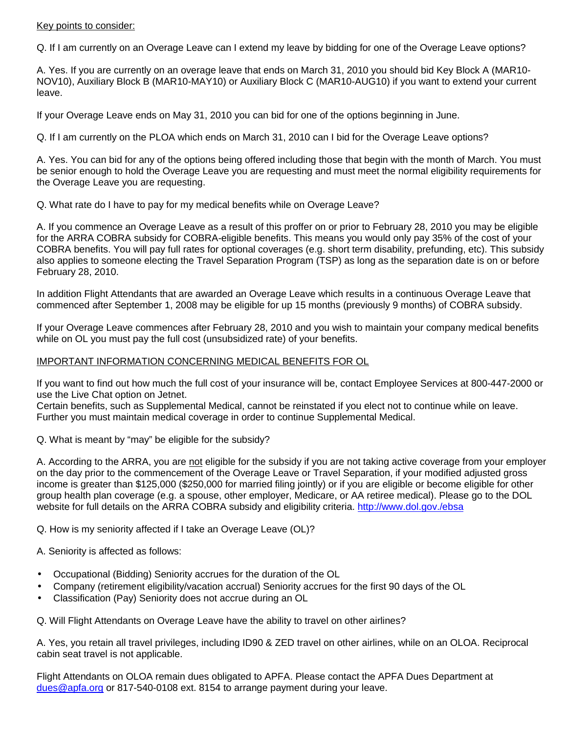Key points to consider:

Q. If I am currently on an Overage Leave can I extend my leave by bidding for one of the Overage Leave options?

A. Yes. If you are currently on an overage leave that ends on March 31, 2010 you should bid Key Block A (MAR10-NOV10), Auxiliary Block B (MAR10-MAY10) or Auxiliary Block C (MAR10-AUG10) if you want to extend your current leave.

If your Overage Leave ends on May 31, 2010 you can bid for one of the options beginning in June.

Q. If I am currently on the PLOA which ends on March 31, 2010 can I bid for the Overage Leave options?

A. Yes. You can bid for any of the options being offered including those that begin with the month of March. You must be senior enough to hold the Overage Leave you are requesting and must meet the normal eligibility requirements for the Overage Leave you are requesting.

Q. What rate do I have to pay for my medical benefits while on Overage Leave?

A. If you commence an Overage Leave as a result of this proffer on or prior to February 28, 2010 you may be eligible for the ARRA COBRA subsidy for COBRA-eligible benefits. This means you would only pay 35% of the cost of your COBRA benefits. You will pay full rates for optional coverages (e.g. short term disability, prefunding, etc). This subsidy also applies to someone electing the Travel Separation Program (TSP) as long as the separation date is on or before February 28, 2010.

In addition Flight Attendants that are awarded an Overage Leave which results in a continuous Overage Leave that commenced after September 1, 2008 may be eligible for up 15 months (previously 9 months) of COBRA subsidy.

If your Overage Leave commences after February 28, 2010 and you wish to maintain your company medical benefits while on OL you must pay the full cost (unsubsidized rate) of your benefits.

IMPORTANT INFORMATION CONCERNING MEDICAL BENEFITS FOR OL

If you want to find out how much the full cost of your insurance will be, contact Employee Services at 800-447-2000 or use the Live Chat option on Jetnet.
Certain benefits, such as Supplemental Medical, cannot be reinstated if you elect not to continue while on leave. Further you must maintain medical coverage in order to continue Supplemental Medical.

Q. What is meant by "may" be eligible for the subsidy?

A. According to the ARRA, you are not eligible for the subsidy if you are not taking active coverage from your employer on the day prior to the commencement of the Overage Leave or Travel Separation, if your modified adjusted gross income is greater than $125,000 ($250,000 for married filing jointly) or if you are eligible or become eligible for other group health plan coverage (e.g. a spouse, other employer, Medicare, or AA retiree medical). Please go to the DOL website for full details on the ARRA COBRA subsidy and eligibility criteria. http://www.dol.gov./ebsa

Q. How is my seniority affected if I take an Overage Leave (OL)?

A. Seniority is affected as follows:

- Occupational (Bidding) Seniority accrues for the duration of the OL
- Company (retirement eligibility/vacation accrual) Seniority accrues for the first 90 days of the OL
- Classification (Pay) Seniority does not accrue during an OL

Q. Will Flight Attendants on Overage Leave have the ability to travel on other airlines?

A. Yes, you retain all travel privileges, including ID90 & ZED travel on other airlines, while on an OLOA. Reciprocal cabin seat travel is not applicable.

Flight Attendants on OLOA remain dues obligated to APFA. Please contact the APFA Dues Department at dues@apfa.org or 817-540-0108 ext. 8154 to arrange payment during your leave.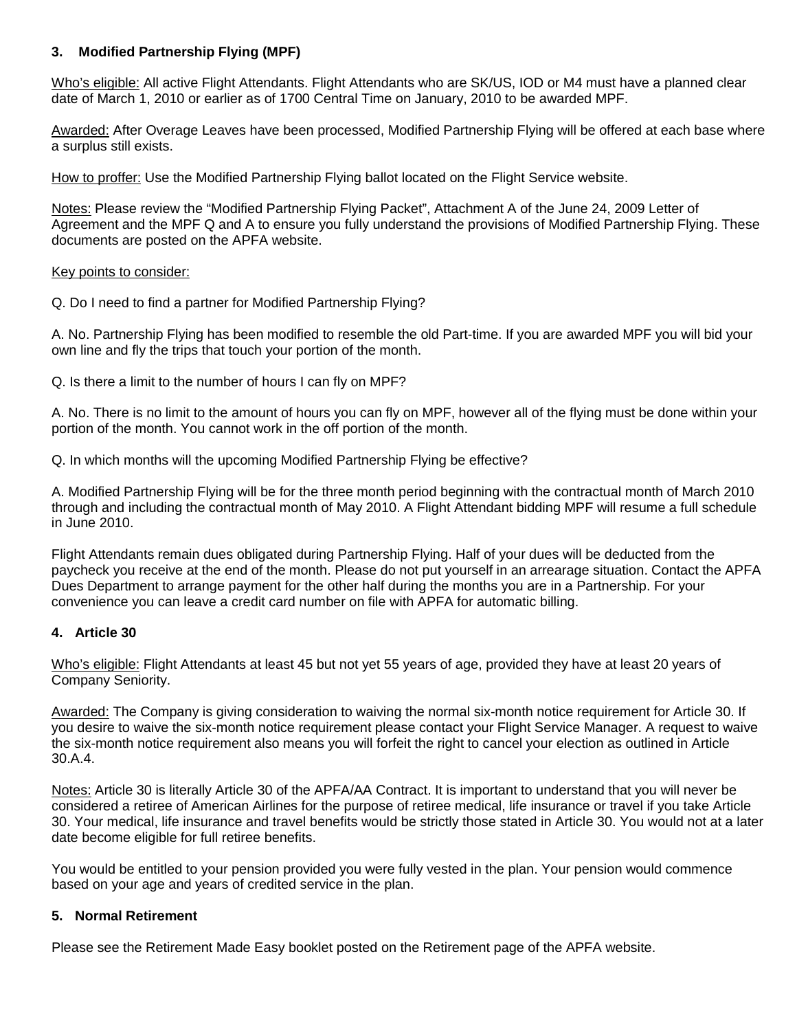### 3. Modified Partnership Flying (MPF)

Who's eligible: All active Flight Attendants. Flight Attendants who are SK/US, IOD or M4 must have a planned clear date of March 1, 2010 or earlier as of 1700 Central Time on January, 2010 to be awarded MPF.

Awarded: After Overage Leaves have been processed, Modified Partnership Flying will be offered at each base where a surplus still exists.

How to proffer: Use the Modified Partnership Flying ballot located on the Flight Service website.

Notes: Please review the "Modified Partnership Flying Packet", Attachment A of the June 24, 2009 Letter of Agreement and the MPF Q and A to ensure you fully understand the provisions of Modified Partnership Flying. These documents are posted on the APFA website.

Key points to consider:

Q. Do I need to find a partner for Modified Partnership Flying?

A. No. Partnership Flying has been modified to resemble the old Part-time. If you are awarded MPF you will bid your own line and fly the trips that touch your portion of the month.

Q. Is there a limit to the number of hours I can fly on MPF?

A. No. There is no limit to the amount of hours you can fly on MPF, however all of the flying must be done within your portion of the month. You cannot work in the off portion of the month.

Q. In which months will the upcoming Modified Partnership Flying be effective?

A. Modified Partnership Flying will be for the three month period beginning with the contractual month of March 2010 through and including the contractual month of May 2010. A Flight Attendant bidding MPF will resume a full schedule in June 2010.

Flight Attendants remain dues obligated during Partnership Flying. Half of your dues will be deducted from the paycheck you receive at the end of the month. Please do not put yourself in an arrearage situation. Contact the APFA Dues Department to arrange payment for the other half during the months you are in a Partnership. For your convenience you can leave a credit card number on file with APFA for automatic billing.

### 4. Article 30

Who's eligible: Flight Attendants at least 45 but not yet 55 years of age, provided they have at least 20 years of Company Seniority.

Awarded: The Company is giving consideration to waiving the normal six-month notice requirement for Article 30. If you desire to waive the six-month notice requirement please contact your Flight Service Manager. A request to waive the six-month notice requirement also means you will forfeit the right to cancel your election as outlined in Article 30.A.4.

Notes: Article 30 is literally Article 30 of the APFA/AA Contract. It is important to understand that you will never be considered a retiree of American Airlines for the purpose of retiree medical, life insurance or travel if you take Article 30. Your medical, life insurance and travel benefits would be strictly those stated in Article 30. You would not at a later date become eligible for full retiree benefits.

You would be entitled to your pension provided you were fully vested in the plan. Your pension would commence based on your age and years of credited service in the plan.

### 5. Normal Retirement

Please see the Retirement Made Easy booklet posted on the Retirement page of the APFA website.